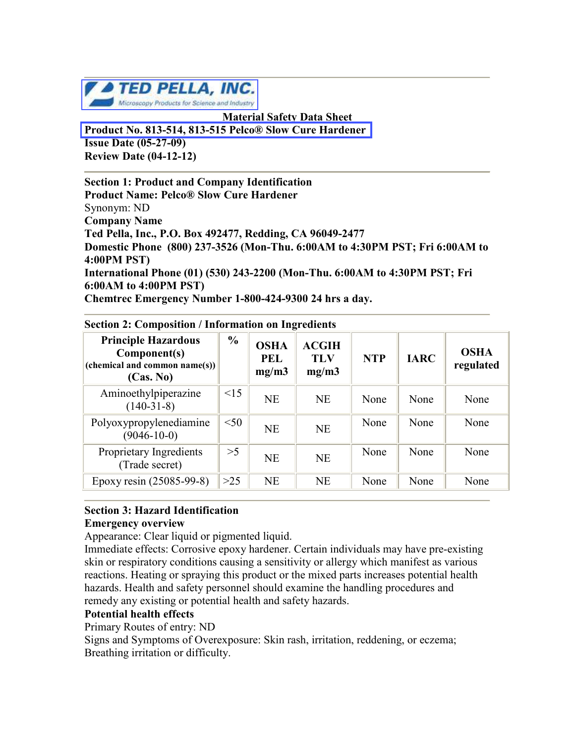TED PELLA, INC.

Microscopy Products for Science and Industry

**Material Safety Data Sheet**

**Product No. 813-514, 813-515 Pelco® Slow Cure Hardener**

**Issue Date (05-27-09)**

**Review Date (04-12-12)**

**Section 1: Product and Company Identification**

**Product Name: Pelco® Slow Cure Hardener**

Synonym: ND

**Company Name**

**Ted Pella, Inc., P.O. Box 492477, Redding, CA 96049-2477**

**Domestic Phone (800) 237-3526 (Mon-Thu. 6:00AM to 4:30PM PST; Fri 6:00AM to 4:00PM PST)**

**International Phone (01) (530) 243-2200 (Mon-Thu. 6:00AM to 4:30PM PST; Fri 6:00AM to 4:00PM PST)**

**Chemtrec Emergency Number 1-800-424-9300 24 hrs a day.**

**Section 2: Composition / Information on Ingredients**

| Principle Hazardous Component(s) (chemical and common name(s)) (Cas. No) | % | OSHA PEL mg/m3 | ACGIH TLV mg/m3 | NTP | IARC | OSHA regulated |
|---|---|---|---|---|---|---|
| Aminoethylpiperazine (140-31-8) | <15 | NE | NE | None | None | None |
| Polyoxypropylenediamine (9046-10-0) | <50 | NE | NE | None | None | None |
| Proprietary Ingredients (Trade secret) | >5 | NE | NE | None | None | None |
| Epoxy resin (25085-99-8) | >25 | NE | NE | None | None | None |

**Section 3: Hazard Identification**

**Emergency overview**

Appearance: Clear liquid or pigmented liquid.

Immediate effects: Corrosive epoxy hardener. Certain individuals may have pre-existing skin or respiratory conditions causing a sensitivity or allergy which manifest as various reactions. Heating or spraying this product or the mixed parts increases potential health hazards. Health and safety personnel should examine the handling procedures and remedy any existing or potential health and safety hazards.

**Potential health effects**

Primary Routes of entry: ND

Signs and Symptoms of Overexposure: Skin rash, irritation, reddening, or eczema; Breathing irritation or difficulty.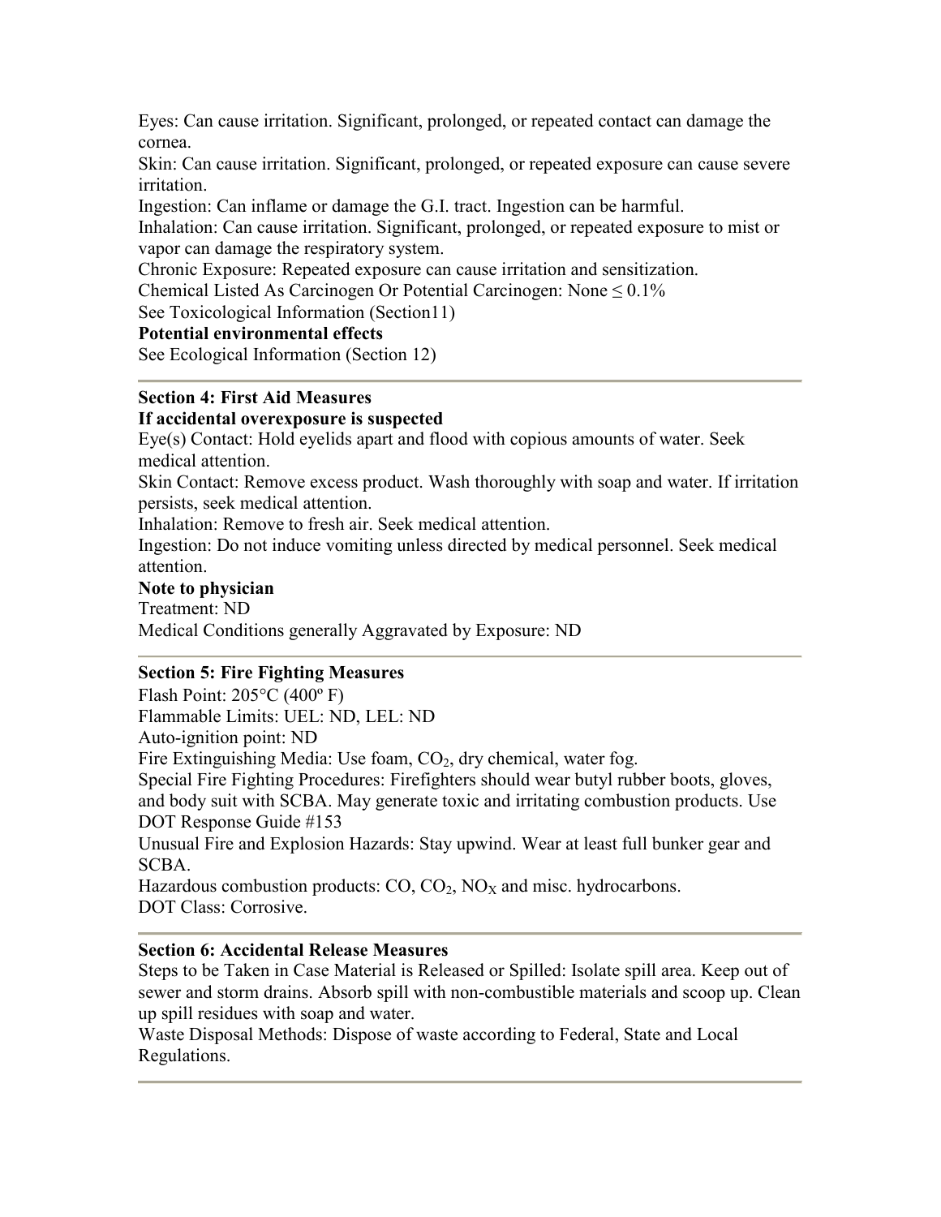Eyes: Can cause irritation. Significant, prolonged, or repeated contact can damage the cornea.

Skin: Can cause irritation. Significant, prolonged, or repeated exposure can cause severe irritation.

Ingestion: Can inflame or damage the G.I. tract. Ingestion can be harmful.

Inhalation: Can cause irritation. Significant, prolonged, or repeated exposure to mist or vapor can damage the respiratory system.

Chronic Exposure: Repeated exposure can cause irritation and sensitization.

Chemical Listed As Carcinogen Or Potential Carcinogen: None ≤ 0.1%

See Toxicological Information (Section11)

**Potential environmental effects**

See Ecological Information (Section 12)

---

## Section 4: First Aid Measures

**If accidental overexposure is suspected**

Eye(s) Contact: Hold eyelids apart and flood with copious amounts of water. Seek medical attention.

Skin Contact: Remove excess product. Wash thoroughly with soap and water. If irritation persists, seek medical attention.

Inhalation: Remove to fresh air. Seek medical attention.

Ingestion: Do not induce vomiting unless directed by medical personnel. Seek medical attention.

**Note to physician**

Treatment: ND

Medical Conditions generally Aggravated by Exposure: ND

---

## Section 5: Fire Fighting Measures

Flash Point: 205°C (400º F)

Flammable Limits: UEL: ND, LEL: ND

Auto-ignition point: ND

Fire Extinguishing Media: Use foam, $CO_2$, dry chemical, water fog.

Special Fire Fighting Procedures: Firefighters should wear butyl rubber boots, gloves, and body suit with SCBA. May generate toxic and irritating combustion products. Use DOT Response Guide #153

Unusual Fire and Explosion Hazards: Stay upwind. Wear at least full bunker gear and SCBA.

Hazardous combustion products: CO, $CO_2$, $NO_X$ and misc. hydrocarbons.

DOT Class: Corrosive.

---

## Section 6: Accidental Release Measures

Steps to be Taken in Case Material is Released or Spilled: Isolate spill area. Keep out of sewer and storm drains. Absorb spill with non-combustible materials and scoop up. Clean up spill residues with soap and water.

Waste Disposal Methods: Dispose of waste according to Federal, State and Local Regulations.

---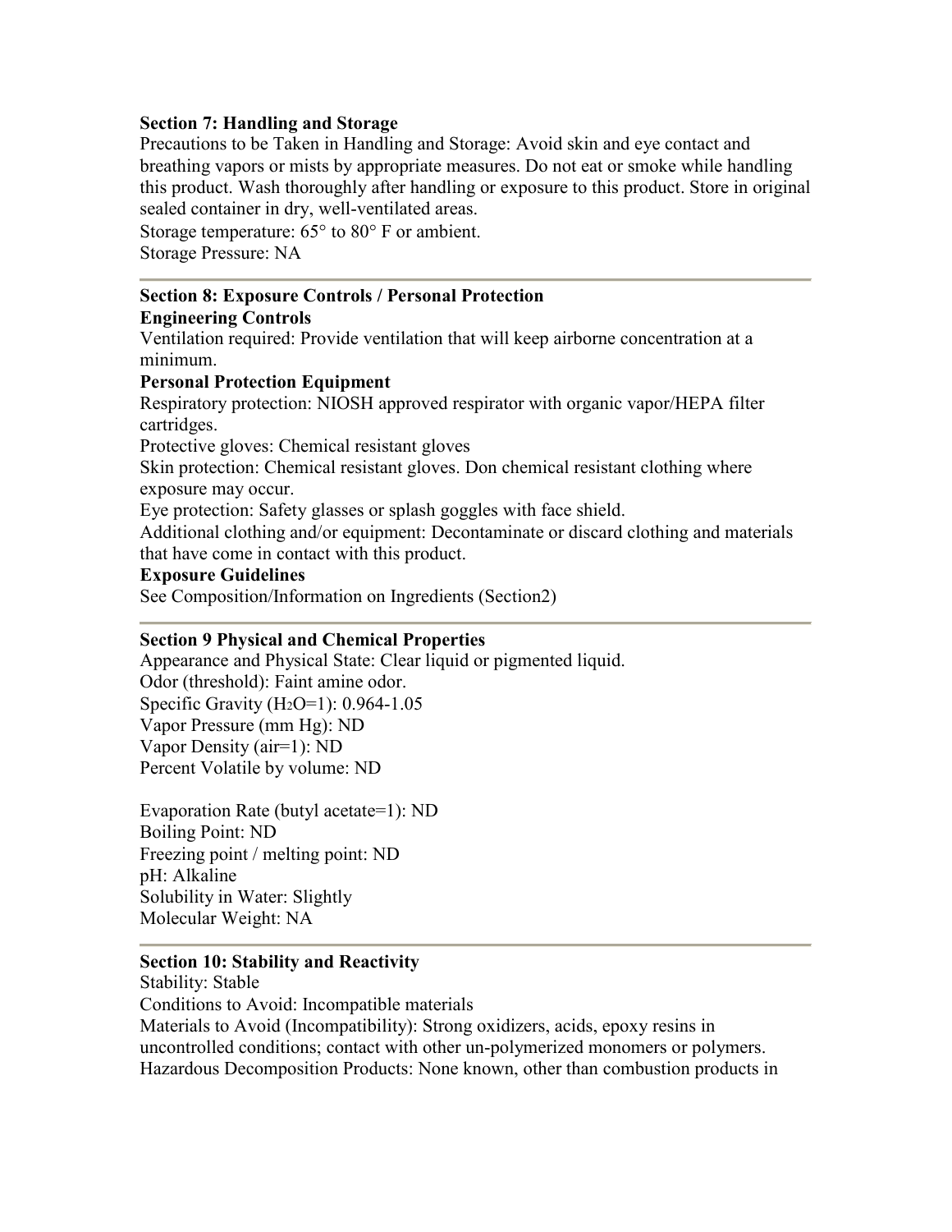## Section 7: Handling and Storage

Precautions to be Taken in Handling and Storage: Avoid skin and eye contact and breathing vapors or mists by appropriate measures. Do not eat or smoke while handling this product. Wash thoroughly after handling or exposure to this product. Store in original sealed container in dry, well-ventilated areas.

Storage temperature: 65° to 80° F or ambient.

Storage Pressure: NA

---

## Section 8: Exposure Controls / Personal Protection

### Engineering Controls

Ventilation required: Provide ventilation that will keep airborne concentration at a minimum.

### Personal Protection Equipment

Respiratory protection: NIOSH approved respirator with organic vapor/HEPA filter cartridges.

Protective gloves: Chemical resistant gloves

Skin protection: Chemical resistant gloves. Don chemical resistant clothing where exposure may occur.

Eye protection: Safety glasses or splash goggles with face shield.

Additional clothing and/or equipment: Decontaminate or discard clothing and materials that have come in contact with this product.

### Exposure Guidelines

See Composition/Information on Ingredients (Section2)

---

## Section 9 Physical and Chemical Properties

Appearance and Physical State: Clear liquid or pigmented liquid.

Odor (threshold): Faint amine odor.

Specific Gravity ($H_2O$=1): 0.964-1.05

Vapor Pressure (mm Hg): ND

Vapor Density (air=1): ND

Percent Volatile by volume: ND

Evaporation Rate (butyl acetate=1): ND

Boiling Point: ND

Freezing point / melting point: ND

pH: Alkaline

Solubility in Water: Slightly

Molecular Weight: NA

---

## Section 10: Stability and Reactivity

Stability: Stable

Conditions to Avoid: Incompatible materials

Materials to Avoid (Incompatibility): Strong oxidizers, acids, epoxy resins in uncontrolled conditions; contact with other un-polymerized monomers or polymers.

Hazardous Decomposition Products: None known, other than combustion products in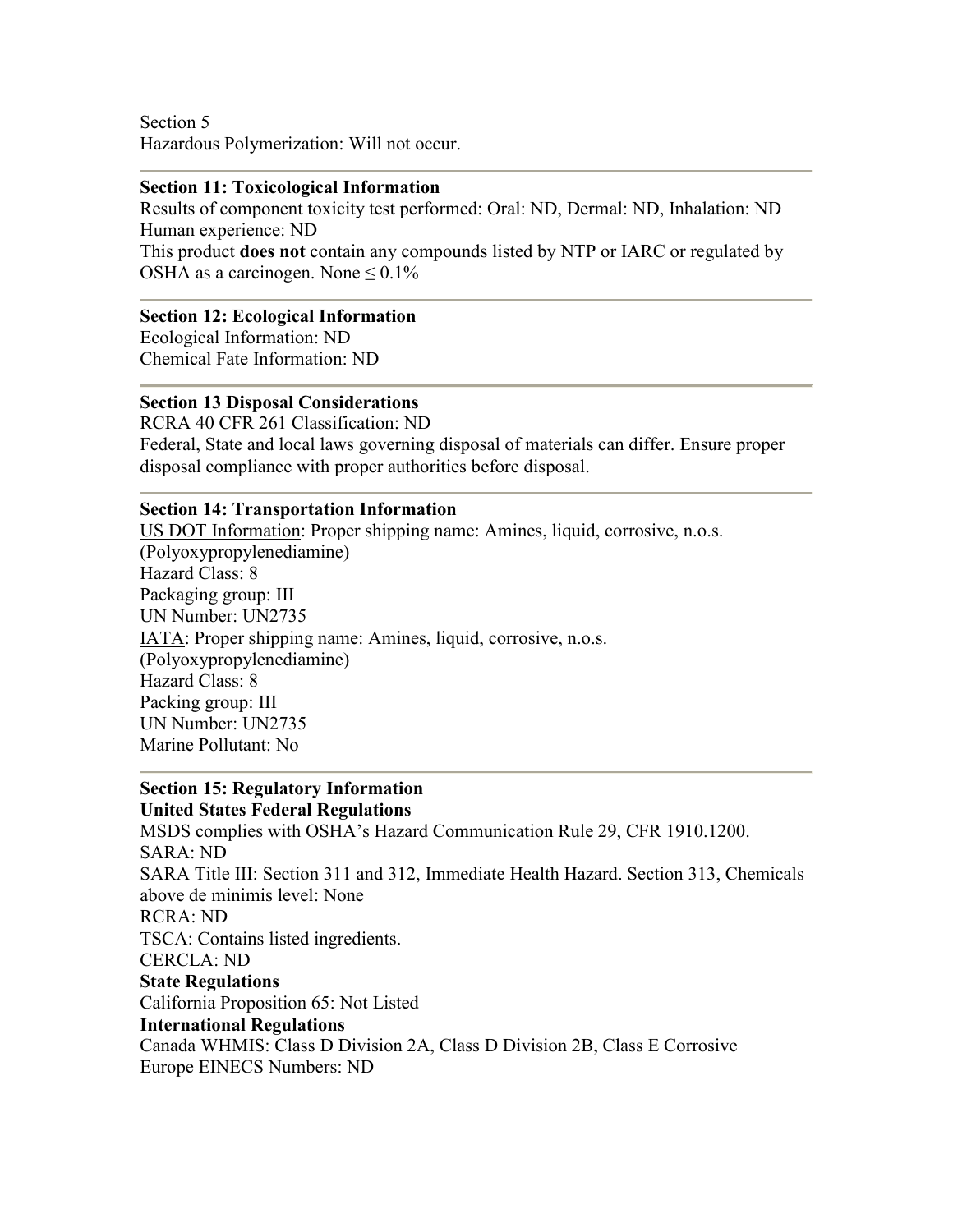Section 5
Hazardous Polymerization: Will not occur.

---

**Section 11: Toxicological Information**
Results of component toxicity test performed: Oral: ND, Dermal: ND, Inhalation: ND
Human experience: ND
This product **does not** contain any compounds listed by NTP or IARC or regulated by OSHA as a carcinogen. None $\leq 0.1\%$

---

**Section 12: Ecological Information**
Ecological Information: ND
Chemical Fate Information: ND

---

**Section 13 Disposal Considerations**
RCRA 40 CFR 261 Classification: ND
Federal, State and local laws governing disposal of materials can differ. Ensure proper disposal compliance with proper authorities before disposal.

---

**Section 14: Transportation Information**
US DOT Information: Proper shipping name: Amines, liquid, corrosive, n.o.s. (Polyoxypropylenediamine)
Hazard Class: 8
Packaging group: III
UN Number: UN2735
IATA: Proper shipping name: Amines, liquid, corrosive, n.o.s. (Polyoxypropylenediamine)
Hazard Class: 8
Packing group: III
UN Number: UN2735
Marine Pollutant: No

---

**Section 15: Regulatory Information**
**United States Federal Regulations**
MSDS complies with OSHA's Hazard Communication Rule 29, CFR 1910.1200.
SARA: ND
SARA Title III: Section 311 and 312, Immediate Health Hazard. Section 313, Chemicals above de minimis level: None
RCRA: ND
TSCA: Contains listed ingredients.
CERCLA: ND
**State Regulations**
California Proposition 65: Not Listed
**International Regulations**
Canada WHMIS: Class D Division 2A, Class D Division 2B, Class E Corrosive
Europe EINECS Numbers: ND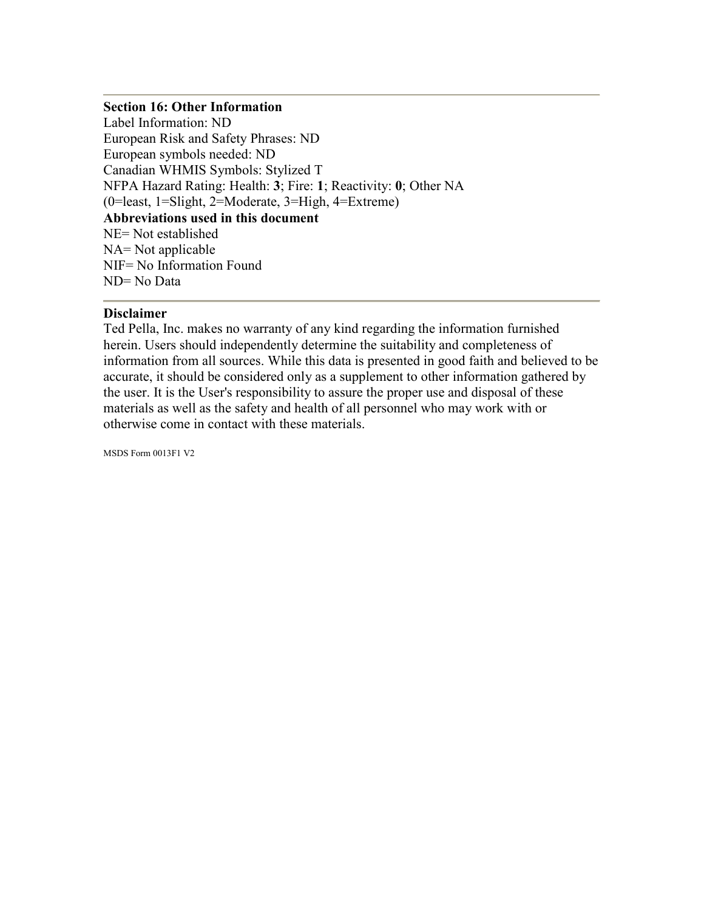## Section 16: Other Information

Label Information: ND
European Risk and Safety Phrases: ND
European symbols needed: ND
Canadian WHMIS Symbols: Stylized T
NFPA Hazard Rating: Health: **3**; Fire: **1**; Reactivity: **0**; Other NA
(0=least, 1=Slight, 2=Moderate, 3=High, 4=Extreme)

**Abbreviations used in this document**

NE= Not established
NA= Not applicable
NIF= No Information Found
ND= No Data

## Disclaimer

Ted Pella, Inc. makes no warranty of any kind regarding the information furnished herein. Users should independently determine the suitability and completeness of information from all sources. While this data is presented in good faith and believed to be accurate, it should be considered only as a supplement to other information gathered by the user. It is the User's responsibility to assure the proper use and disposal of these materials as well as the safety and health of all personnel who may work with or otherwise come in contact with these materials.

MSDS Form 0013F1 V2